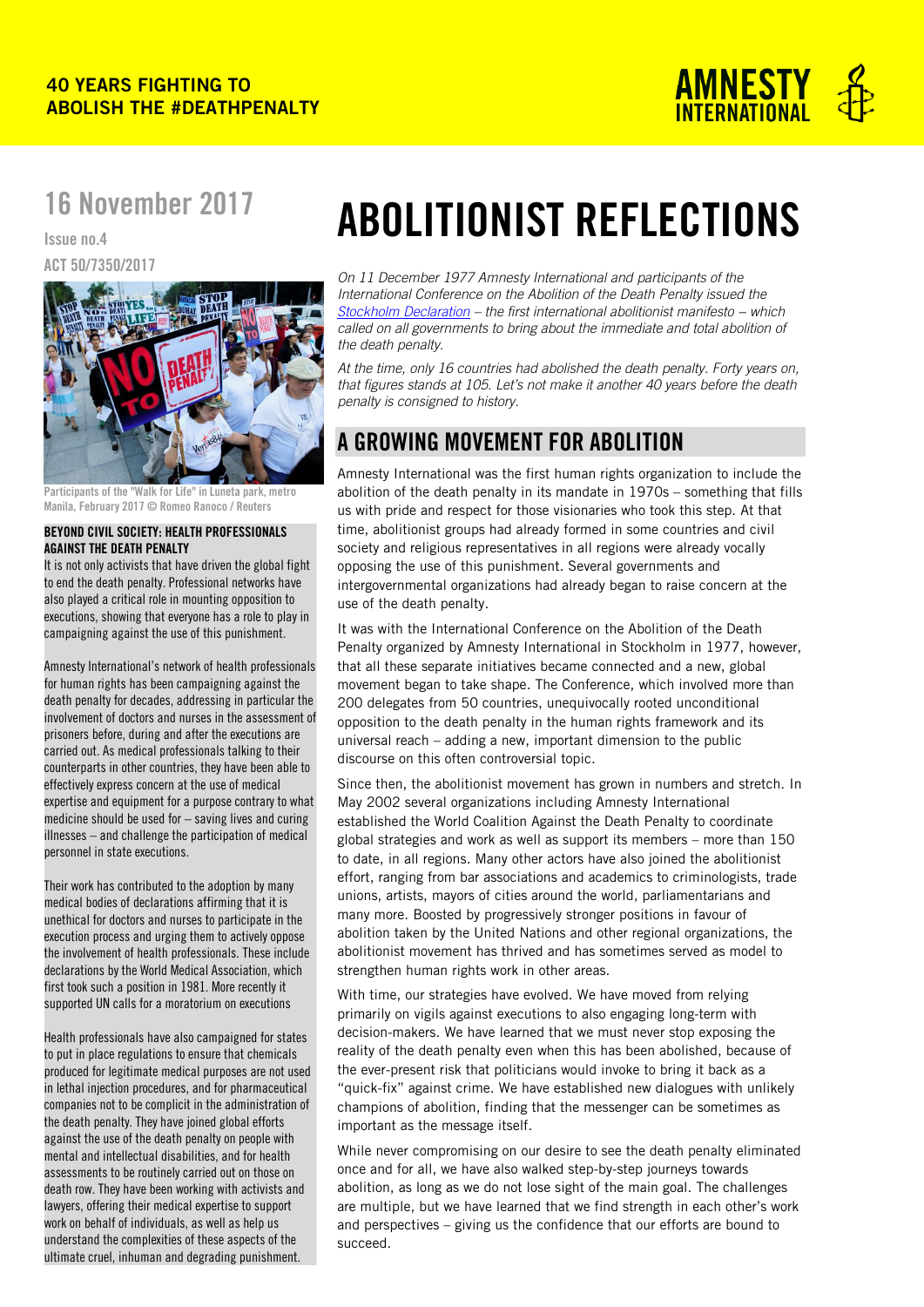40 YEARS FIGHTING TO ABOLISH THE #DEATHPENALTY

16 November 2017

Issue no.4

ACT 50/7350/2017

# ABOLITIONIST REFLECTIONS

*On 11 December 1977 Amnesty International and participants of the International Conference on the Abolition of the Death Penalty issued the Stockholm Declaration – the first international abolitionist manifesto – which called on all governments to bring about the immediate and total abolition of the death penalty.*

*At the time, only 16 countries had abolished the death penalty. Forty years on, that figures stands at 105. Let's not make it another 40 years before the death penalty is consigned to history.*

## A GROWING MOVEMENT FOR ABOLITION

Amnesty International was the first human rights organization to include the abolition of the death penalty in its mandate in 1970s – something that fills us with pride and respect for those visionaries who took this step. At that time, abolitionist groups had already formed in some countries and civil society and religious representatives in all regions were already vocally opposing the use of this punishment. Several governments and intergovernmental organizations had already began to raise concern at the use of the death penalty.

It was with the International Conference on the Abolition of the Death Penalty organized by Amnesty International in Stockholm in 1977, however, that all these separate initiatives became connected and a new, global movement began to take shape. The Conference, which involved more than 200 delegates from 50 countries, unequivocally rooted unconditional opposition to the death penalty in the human rights framework and its universal reach – adding a new, important dimension to the public discourse on this often controversial topic.

Since then, the abolitionist movement has grown in numbers and stretch. In May 2002 several organizations including Amnesty International established the World Coalition Against the Death Penalty to coordinate global strategies and work as well as support its members – more than 150 to date, in all regions. Many other actors have also joined the abolitionist effort, ranging from bar associations and academics to criminologists, trade unions, artists, mayors of cities around the world, parliamentarians and many more. Boosted by progressively stronger positions in favour of abolition taken by the United Nations and other regional organizations, the abolitionist movement has thrived and has sometimes served as model to strengthen human rights work in other areas.

With time, our strategies have evolved. We have moved from relying primarily on vigils against executions to also engaging long-term with decision-makers. We have learned that we must never stop exposing the reality of the death penalty even when this has been abolished, because of the ever-present risk that politicians would invoke to bring it back as a "quick-fix" against crime. We have established new dialogues with unlikely champions of abolition, finding that the messenger can be sometimes as important as the message itself.

While never compromising on our desire to see the death penalty eliminated once and for all, we have also walked step-by-step journeys towards abolition, as long as we do not lose sight of the main goal. The challenges are multiple, but we have learned that we find strength in each other's work and perspectives – giving us the confidence that our efforts are bound to succeed.

Participants of the "Walk for Life" in Luneta park, metro Manila, February 2017 © Romeo Ranoco / Reuters

### BEYOND CIVIL SOCIETY: HEALTH PROFESSIONALS AGAINST THE DEATH PENALTY

It is not only activists that have driven the global fight to end the death penalty. Professional networks have also played a critical role in mounting opposition to executions, showing that everyone has a role to play in campaigning against the use of this punishment.

Amnesty International's network of health professionals for human rights has been campaigning against the death penalty for decades, addressing in particular the involvement of doctors and nurses in the assessment of prisoners before, during and after the executions are carried out. As medical professionals talking to their counterparts in other countries, they have been able to effectively express concern at the use of medical expertise and equipment for a purpose contrary to what medicine should be used for – saving lives and curing illnesses – and challenge the participation of medical personnel in state executions.

Their work has contributed to the adoption by many medical bodies of declarations affirming that it is unethical for doctors and nurses to participate in the execution process and urging them to actively oppose the involvement of health professionals. These include declarations by the World Medical Association, which first took such a position in 1981. More recently it supported UN calls for a moratorium on executions

Health professionals have also campaigned for states to put in place regulations to ensure that chemicals produced for legitimate medical purposes are not used in lethal injection procedures, and for pharmaceutical companies not to be complicit in the administration of the death penalty. They have joined global efforts against the use of the death penalty on people with mental and intellectual disabilities, and for health assessments to be routinely carried out on those on death row. They have been working with activists and lawyers, offering their medical expertise to support work on behalf of individuals, as well as help us understand the complexities of these aspects of the ultimate cruel, inhuman and degrading punishment.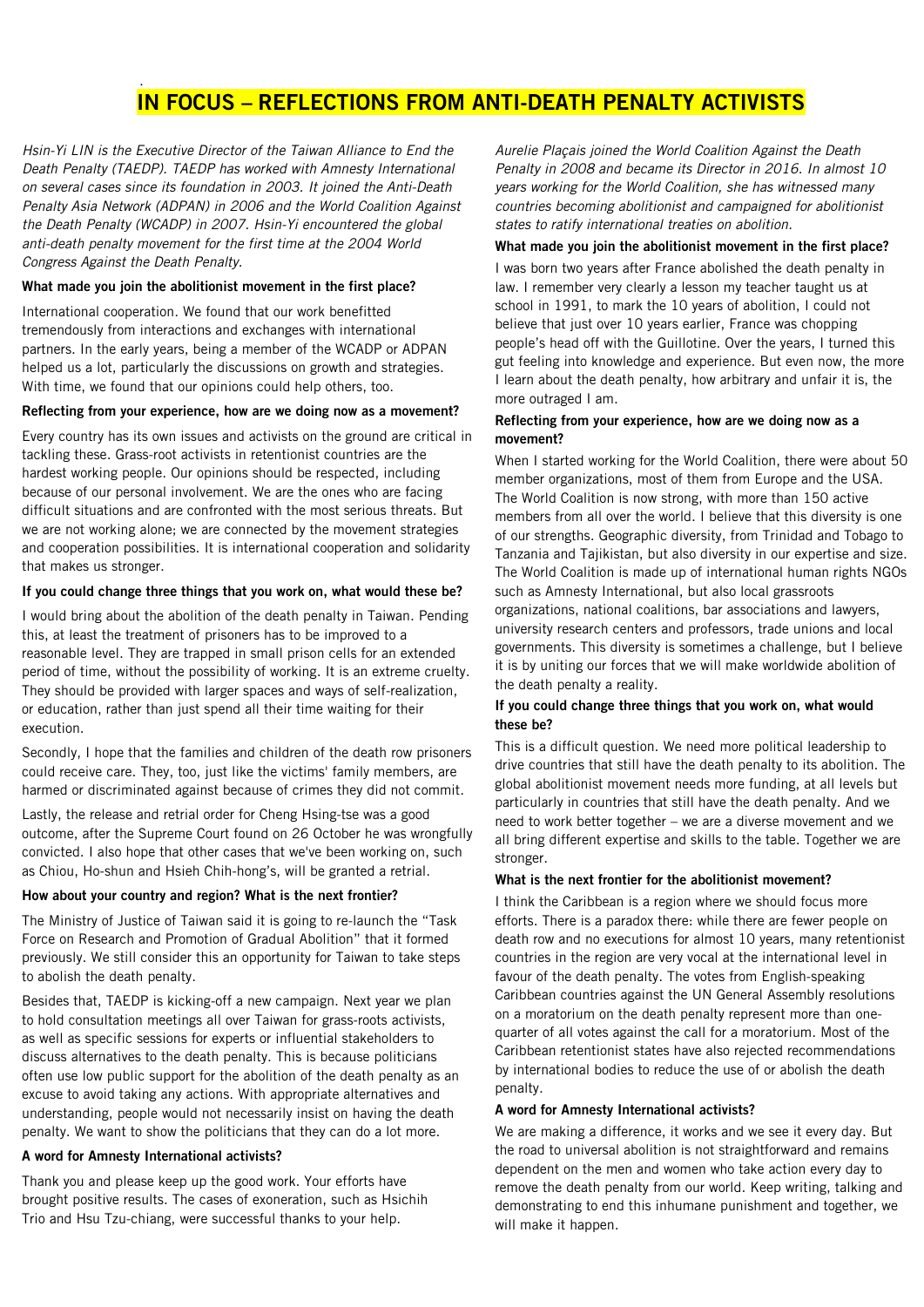# IN FOCUS – REFLECTIONS FROM ANTI-DEATH PENALTY ACTIVISTS

*Hsin-Yi LIN is the Executive Director of the Taiwan Alliance to End the Death Penalty (TAEDP). TAEDP has worked with Amnesty International on several cases since its foundation in 2003. It joined the Anti-Death Penalty Asia Network (ADPAN) in 2006 and the World Coalition Against the Death Penalty (WCADP) in 2007. Hsin-Yi encountered the global anti-death penalty movement for the first time at the 2004 World Congress Against the Death Penalty.*

**What made you join the abolitionist movement in the first place?**

International cooperation. We found that our work benefitted tremendously from interactions and exchanges with international partners. In the early years, being a member of the WCADP or ADPAN helped us a lot, particularly the discussions on growth and strategies. With time, we found that our opinions could help others, too.

**Reflecting from your experience, how are we doing now as a movement?**

Every country has its own issues and activists on the ground are critical in tackling these. Grass-root activists in retentionist countries are the hardest working people. Our opinions should be respected, including because of our personal involvement. We are the ones who are facing difficult situations and are confronted with the most serious threats. But we are not working alone; we are connected by the movement strategies and cooperation possibilities. It is international cooperation and solidarity that makes us stronger.

**If you could change three things that you work on, what would these be?**

I would bring about the abolition of the death penalty in Taiwan. Pending this, at least the treatment of prisoners has to be improved to a reasonable level. They are trapped in small prison cells for an extended period of time, without the possibility of working. It is an extreme cruelty. They should be provided with larger spaces and ways of self-realization, or education, rather than just spend all their time waiting for their execution.

Secondly, I hope that the families and children of the death row prisoners could receive care. They, too, just like the victims' family members, are harmed or discriminated against because of crimes they did not commit.

Lastly, the release and retrial order for Cheng Hsing-tse was a good outcome, after the Supreme Court found on 26 October he was wrongfully convicted. I also hope that other cases that we've been working on, such as Chiou, Ho-shun and Hsieh Chih-hong's, will be granted a retrial.

**How about your country and region? What is the next frontier?**

The Ministry of Justice of Taiwan said it is going to re-launch the "Task Force on Research and Promotion of Gradual Abolition" that it formed previously. We still consider this an opportunity for Taiwan to take steps to abolish the death penalty.

Besides that, TAEDP is kicking-off a new campaign. Next year we plan to hold consultation meetings all over Taiwan for grass-roots activists, as well as specific sessions for experts or influential stakeholders to discuss alternatives to the death penalty. This is because politicians often use low public support for the abolition of the death penalty as an excuse to avoid taking any actions. With appropriate alternatives and understanding, people would not necessarily insist on having the death penalty. We want to show the politicians that they can do a lot more.

**A word for Amnesty International activists?**

Thank you and please keep up the good work. Your efforts have brought positive results. The cases of exoneration, such as Hsichih Trio and Hsu Tzu-chiang, were successful thanks to your help.

*Aurelie Plaçais joined the World Coalition Against the Death Penalty in 2008 and became its Director in 2016. In almost 10 years working for the World Coalition, she has witnessed many countries becoming abolitionist and campaigned for abolitionist states to ratify international treaties on abolition.*

**What made you join the abolitionist movement in the first place?**

I was born two years after France abolished the death penalty in law. I remember very clearly a lesson my teacher taught us at school in 1991, to mark the 10 years of abolition, I could not believe that just over 10 years earlier, France was chopping people's head off with the Guillotine. Over the years, I turned this gut feeling into knowledge and experience. But even now, the more I learn about the death penalty, how arbitrary and unfair it is, the more outraged I am.

**Reflecting from your experience, how are we doing now as a movement?**

When I started working for the World Coalition, there were about 50 member organizations, most of them from Europe and the USA. The World Coalition is now strong, with more than 150 active members from all over the world. I believe that this diversity is one of our strengths. Geographic diversity, from Trinidad and Tobago to Tanzania and Tajikistan, but also diversity in our expertise and size. The World Coalition is made up of international human rights NGOs such as Amnesty International, but also local grassroots organizations, national coalitions, bar associations and lawyers, university research centers and professors, trade unions and local governments. This diversity is sometimes a challenge, but I believe it is by uniting our forces that we will make worldwide abolition of the death penalty a reality.

**If you could change three things that you work on, what would these be?**

This is a difficult question. We need more political leadership to drive countries that still have the death penalty to its abolition. The global abolitionist movement needs more funding, at all levels but particularly in countries that still have the death penalty. And we need to work better together – we are a diverse movement and we all bring different expertise and skills to the table. Together we are stronger.

**What is the next frontier for the abolitionist movement?**

I think the Caribbean is a region where we should focus more efforts. There is a paradox there: while there are fewer people on death row and no executions for almost 10 years, many retentionist countries in the region are very vocal at the international level in favour of the death penalty. The votes from English-speaking Caribbean countries against the UN General Assembly resolutions on a moratorium on the death penalty represent more than one-quarter of all votes against the call for a moratorium. Most of the Caribbean retentionist states have also rejected recommendations by international bodies to reduce the use of or abolish the death penalty.

**A word for Amnesty International activists?**

We are making a difference, it works and we see it every day. But the road to universal abolition is not straightforward and remains dependent on the men and women who take action every day to remove the death penalty from our world. Keep writing, talking and demonstrating to end this inhumane punishment and together, we will make it happen.